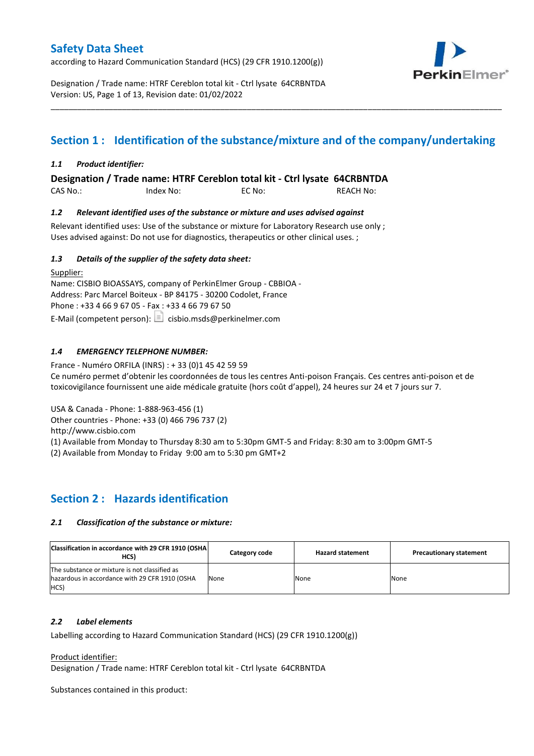# Safety Data Sheet

according to Hazard Communication Standard (HCS) (29 CFR 1910.1200(g))

Designation / Trade name: HTRF Cereblon total kit - Ctrl lysate 64CRBNTDA
Version: US, Page 1 of 13, Revision date: 01/02/2022

## Section 1 : Identification of the substance/mixture and of the company/undertaking

### *1.1 Product identifier:*

**Designation / Trade name: HTRF Cereblon total kit - Ctrl lysate 64CRBNTDA**

CAS No.: Index No: EC No: REACH No:

### *1.2 Relevant identified uses of the substance or mixture and uses advised against*

Relevant identified uses: Use of the substance or mixture for Laboratory Research use only ;
Uses advised against: Do not use for diagnostics, therapeutics or other clinical uses. ;

### *1.3 Details of the supplier of the safety data sheet:*

Supplier:
Name: CISBIO BIOASSAYS, company of PerkinElmer Group - CBBIOA -
Address: Parc Marcel Boiteux - BP 84175 - 30200 Codolet, France
Phone : +33 4 66 9 67 05 - Fax : +33 4 66 79 67 50
E-Mail (competent person): cisbio.msds@perkinelmer.com

### *1.4 EMERGENCY TELEPHONE NUMBER:*

France - Numéro ORFILA (INRS) : + 33 (0)1 45 42 59 59
Ce numéro permet d'obtenir les coordonnées de tous les centres Anti-poison Français. Ces centres anti-poison et de toxicovigilance fournissent une aide médicale gratuite (hors coût d'appel), 24 heures sur 24 et 7 jours sur 7.

USA & Canada - Phone: 1-888-963-456 (1)
Other countries - Phone: +33 (0) 466 796 737 (2)
http://www.cisbio.com
(1) Available from Monday to Thursday 8:30 am to 5:30pm GMT-5 and Friday: 8:30 am to 3:00pm GMT-5
(2) Available from Monday to Friday 9:00 am to 5:30 pm GMT+2

## Section 2 : Hazards identification

### *2.1 Classification of the substance or mixture:*

| Classification in accordance with 29 CFR 1910 (OSHA HCS) | Category code | Hazard statement | Precautionary statement |
|---|---|---|---|
| The substance or mixture is not classified as hazardous in accordance with 29 CFR 1910 (OSHA HCS) | None | None | None |

### *2.2 Label elements*

Labelling according to Hazard Communication Standard (HCS) (29 CFR 1910.1200(g))

Product identifier:
Designation / Trade name: HTRF Cereblon total kit - Ctrl lysate 64CRBNTDA

Substances contained in this product: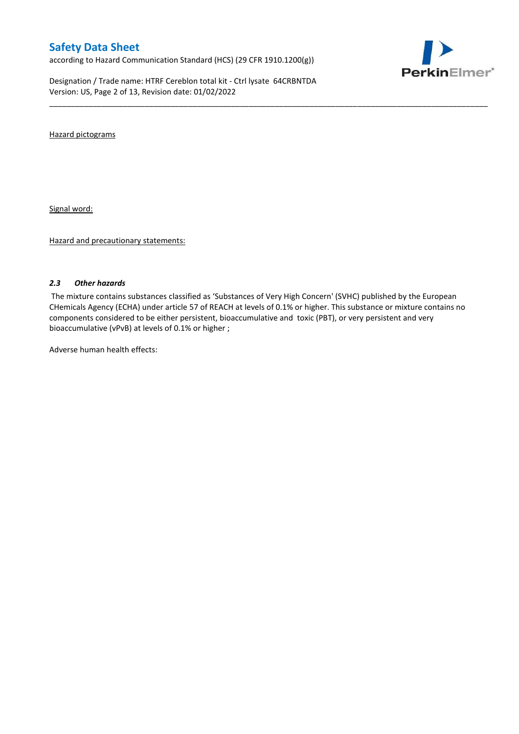Hazard pictograms

Signal word:

Hazard and precautionary statements:

### *2.3 Other hazards*

The mixture contains substances classified as 'Substances of Very High Concern' (SVHC) published by the European CHemicals Agency (ECHA) under article 57 of REACH at levels of 0.1% or higher. This substance or mixture contains no components considered to be either persistent, bioaccumulative and toxic (PBT), or very persistent and very bioaccumulative (vPvB) at levels of 0.1% or higher ;

Adverse human health effects: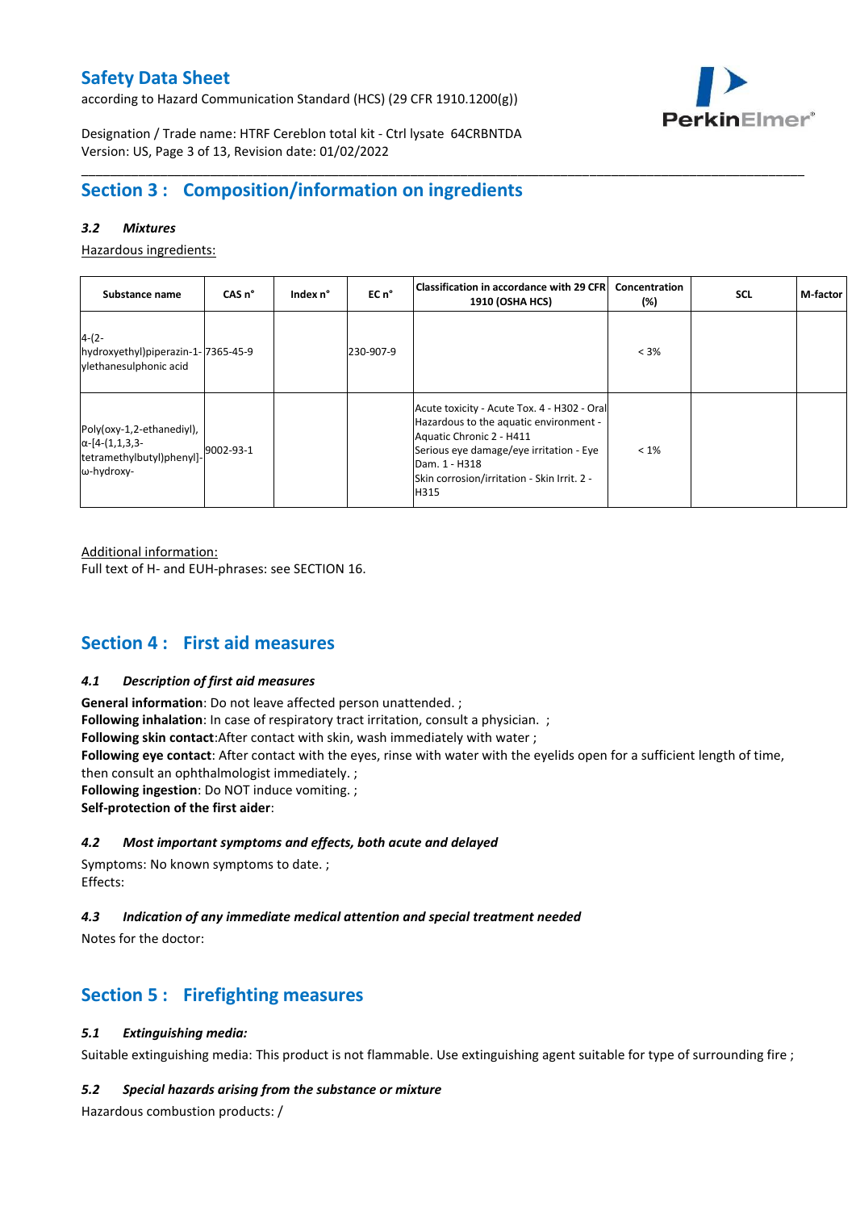## Section 3 : Composition/information on ingredients

### *3.2 Mixtures*

Hazardous ingredients:

| Substance name | CAS n° | Index n° | EC n° | Classification in accordance with 29 CFR 1910 (OSHA HCS) | Concentration (%) | SCL | M-factor |
|---|---|---|---|---|---|---|---|
| 4-(2-hydroxyethyl)piperazin-1-ylethanesulphonic acid | 7365-45-9 | | 230-907-9 | | < 3% | | |
| Poly(oxy-1,2-ethanediyl), α-[4-(1,1,3,3-tetramethylbutyl)phenyl]-ω-hydroxy- | 9002-93-1 | | | Acute toxicity - Acute Tox. 4 - H302 - Oral<br>Hazardous to the aquatic environment - Aquatic Chronic 2 - H411<br>Serious eye damage/eye irritation - Eye Dam. 1 - H318<br>Skin corrosion/irritation - Skin Irrit. 2 - H315 | < 1% | | |

Additional information:
Full text of H- and EUH-phrases: see SECTION 16.

## Section 4 : First aid measures

### *4.1 Description of first aid measures*

**General information**: Do not leave affected person unattended. ;
**Following inhalation**: In case of respiratory tract irritation, consult a physician. ;
**Following skin contact**:After contact with skin, wash immediately with water ;
**Following eye contact**: After contact with the eyes, rinse with water with the eyelids open for a sufficient length of time, then consult an ophthalmologist immediately. ;
**Following ingestion**: Do NOT induce vomiting. ;
**Self-protection of the first aider**:

### *4.2 Most important symptoms and effects, both acute and delayed*

Symptoms: No known symptoms to date. ;
Effects:

### *4.3 Indication of any immediate medical attention and special treatment needed*

Notes for the doctor:

## Section 5 : Firefighting measures

### *5.1 Extinguishing media:*

Suitable extinguishing media: This product is not flammable. Use extinguishing agent suitable for type of surrounding fire ;

### *5.2 Special hazards arising from the substance or mixture*

Hazardous combustion products: /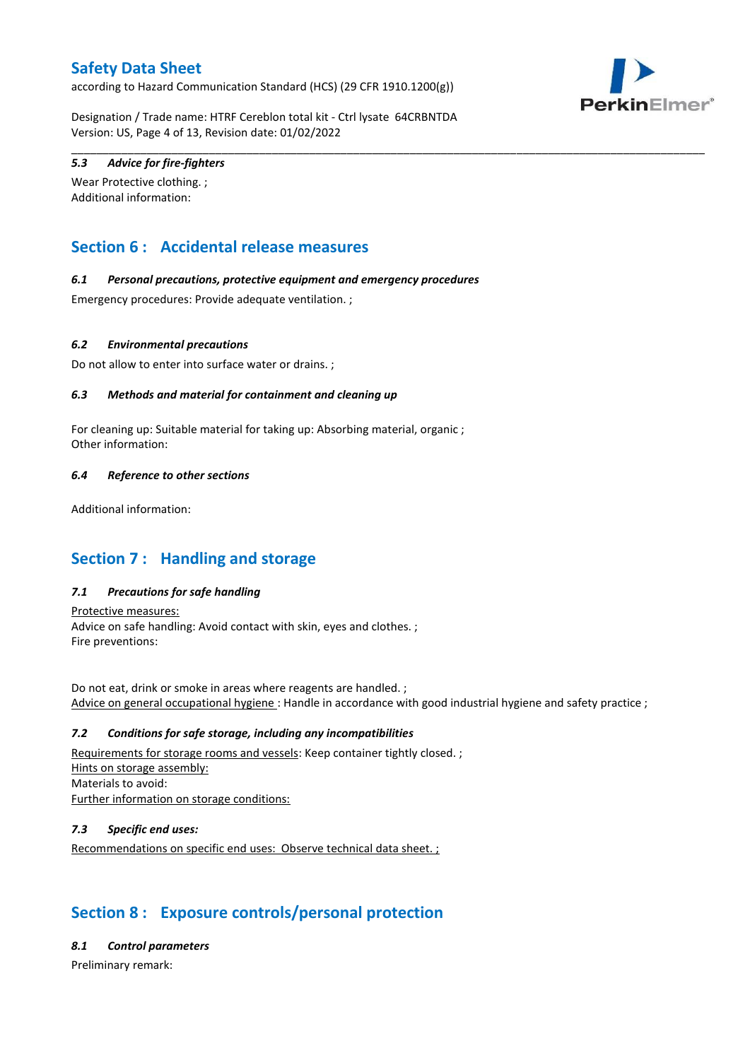### 5.3 Advice for fire-fighters

Wear Protective clothing. ;
Additional information:

## Section 6 : Accidental release measures

### 6.1 Personal precautions, protective equipment and emergency procedures

Emergency procedures: Provide adequate ventilation. ;

### 6.2 Environmental precautions

Do not allow to enter into surface water or drains. ;

### 6.3 Methods and material for containment and cleaning up

For cleaning up: Suitable material for taking up: Absorbing material, organic ;
Other information:

### 6.4 Reference to other sections

Additional information:

## Section 7 : Handling and storage

### 7.1 Precautions for safe handling

Protective measures:
Advice on safe handling: Avoid contact with skin, eyes and clothes. ;
Fire preventions:

Do not eat, drink or smoke in areas where reagents are handled. ;
Advice on general occupational hygiene : Handle in accordance with good industrial hygiene and safety practice ;

### 7.2 Conditions for safe storage, including any incompatibilities

Requirements for storage rooms and vessels: Keep container tightly closed. ;
Hints on storage assembly:
Materials to avoid:
Further information on storage conditions:

### 7.3 Specific end uses:

Recommendations on specific end uses: Observe technical data sheet. ;

## Section 8 : Exposure controls/personal protection

### 8.1 Control parameters

Preliminary remark: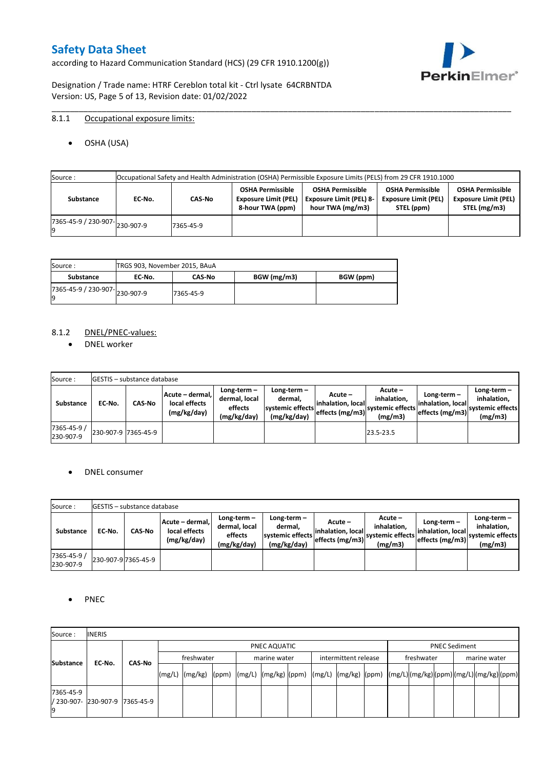### 8.1.1 Occupational exposure limits:

- OSHA (USA)

| Source : | Occupational Safety and Health Administration (OSHA) Permissible Exposure Limits (PELS) from 29 CFR 1910.1000 | | | | | |
|---|---|---|---|---|---|---|
| **Substance** | **EC-No.** | **CAS-No** | **OSHA Permissible Exposure Limit (PEL) 8-hour TWA (ppm)** | **OSHA Permissible Exposure Limit (PEL) 8-hour TWA (mg/m3)** | **OSHA Permissible Exposure Limit (PEL) STEL (ppm)** | **OSHA Permissible Exposure Limit (PEL) STEL (mg/m3)** |
| 7365-45-9 / 230-907-9 | 230-907-9 | 7365-45-9 | | | | |

| Source : | TRGS 903, November 2015, BAuA | | | |
|---|---|---|---|---|
| **Substance** | **EC-No.** | **CAS-No** | **BGW (mg/m3)** | **BGW (ppm)** |
| 7365-45-9 / 230-907-9 | 230-907-9 | 7365-45-9 | | |

### 8.1.2 DNEL/PNEC-values:

- DNEL worker

| Source : | GESTIS – substance database | | | | | | | | | |
|---|---|---|---|---|---|---|---|---|---|---|
| **Substance** | **EC-No.** | **CAS-No** | **Acute – dermal, local effects (mg/kg/day)** | **Long-term – dermal, local effects (mg/kg/day)** | **Long-term – dermal, systemic effects (mg/kg/day)** | **Acute – inhalation, local effects (mg/m3)** | **Acute – inhalation, systemic effects (mg/m3)** | **Long-term – inhalation, local effects (mg/m3)** | **Long-term – inhalation, systemic effects (mg/m3)** |
| 7365-45-9 / 230-907-9 | 230-907-9 | 7365-45-9 | | | | | 23.5-23.5 | | |

- DNEL consumer

| Source : | GESTIS – substance database | | | | | | | | | |
|---|---|---|---|---|---|---|---|---|---|---|
| **Substance** | **EC-No.** | **CAS-No** | **Acute – dermal, local effects (mg/kg/day)** | **Long-term – dermal, local effects (mg/kg/day)** | **Long-term – dermal, systemic effects (mg/kg/day)** | **Acute – inhalation, local effects (mg/m3)** | **Acute – inhalation, systemic effects (mg/m3)** | **Long-term – inhalation, local effects (mg/m3)** | **Long-term – inhalation, systemic effects (mg/m3)** |
| 7365-45-9 / 230-907-9 | 230-907-9 | 7365-45-9 | | | | | | | |

- PNEC

| Source : | INERIS | | | | | | | | | | | | | | | | | |
|---|---|---|---|---|---|---|---|---|---|---|---|---|---|---|---|---|---|---|
| **Substance** | **EC-No.** | **CAS-No** | PNEC AQUATIC | | | | | | | | | PNEC Sediment | | | | | |
| | | | freshwater | | | marine water | | | intermittent release | | | freshwater | | | marine water | | |
| | | | (mg/L) | (mg/kg) | (ppm) | (mg/L) | (mg/kg) | (ppm) | (mg/L) | (mg/kg) | (ppm) | (mg/L) | (mg/kg) | (ppm) | (mg/L) | (mg/kg) | (ppm) |
| 7365-45-9 / 230-907-9 | 230-907-9 | 7365-45-9 | | | | | | | | | | | | | | | |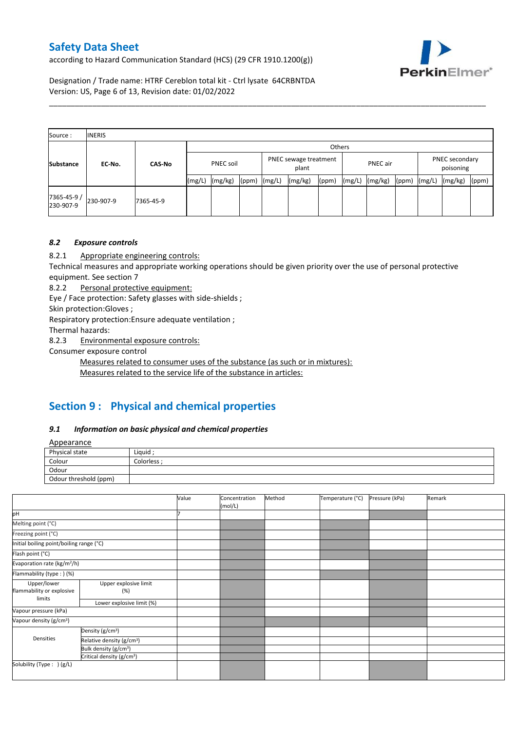| Source : | INERIS | | | | | | | | | | | | | | |
|---|---|---|---|---|---|---|---|---|---|---|---|---|---|---|---|
| | | | Others | | | | | | | | | | | | |
| Substance | EC-No. | CAS-No | PNEC soil | | | PNEC sewage treatment plant | | | PNEC air | | | PNEC secondary poisoning | | | |
| | | | (mg/L) | (mg/kg) | (ppm) | (mg/L) | (mg/kg) | (ppm) | (mg/L) | (mg/kg) | (ppm) | (mg/L) | (mg/kg) | (ppm) | |
| 7365-45-9 / 230-907-9 | 230-907-9 | 7365-45-9 | | | | | | | | | | | | | |

### *8.2 Exposure controls*

8.2.1 Appropriate engineering controls:

Technical measures and appropriate working operations should be given priority over the use of personal protective equipment. See section 7

8.2.2 Personal protective equipment:

Eye / Face protection: Safety glasses with side-shields ;

Skin protection:Gloves ;

Respiratory protection:Ensure adequate ventilation ;

Thermal hazards:

8.2.3 Environmental exposure controls:

Consumer exposure control

Measures related to consumer uses of the substance (as such or in mixtures):

Measures related to the service life of the substance in articles:

## Section 9 : Physical and chemical properties

### *9.1 Information on basic physical and chemical properties*

Appearance

| Physical state | Liquid ; |
|---|---|
| Colour | Colorless ; |
| Odour | |
| Odour threshold (ppm) | |

| | | Value | Concentration (mol/L) | Method | Temperature (°C) | Pressure (kPa) | Remark |
|---|---|---|---|---|---|---|---|
| pH | | 7 | | | | | |
| Melting point (°C) | | | | | | | |
| Freezing point (°C) | | | | | | | |
| Initial boiling point/boiling range (°C) | | | | | | | |
| Flash point (°C) | | | | | | | |
| Evaporation rate (kg/m²/h) | | | | | | | |
| Flammability (type : ) (%) | | | | | | | |
| Upper/lower flammability or explosive limits | Upper explosive limit (%) | | | | | | |
| | Lower explosive limit (%) | | | | | | |
| Vapour pressure (kPa) | | | | | | | |
| Vapour density (g/cm³) | | | | | | | |
| Densities | Density (g/cm³) | | | | | | |
| | Relative density (g/cm³) | | | | | | |
| | Bulk density (g/cm³) | | | | | | |
| | Critical density (g/cm³) | | | | | | |
| Solubility (Type : ) (g/L) | | | | | | | |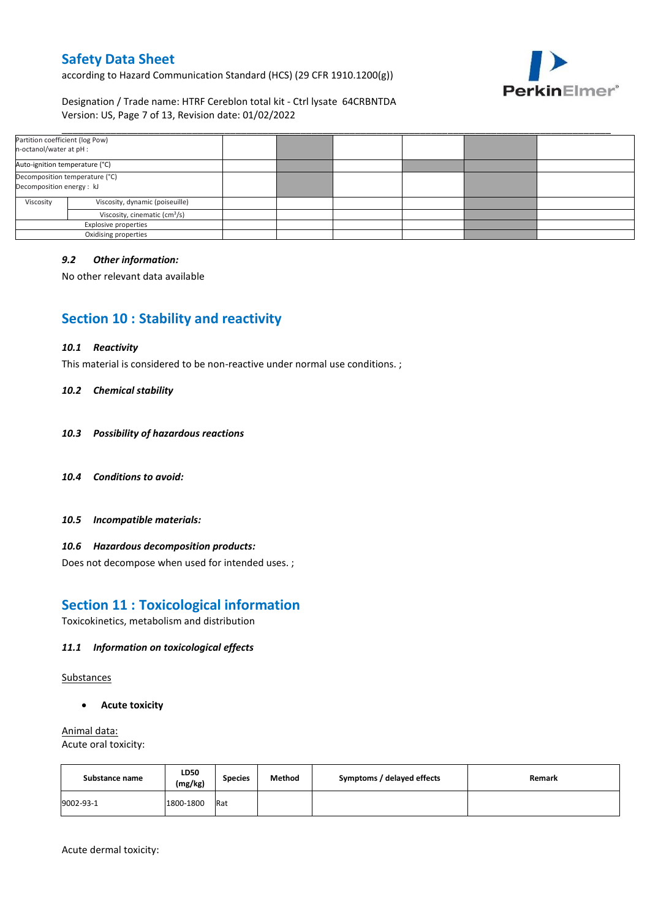| Partition coefficient (log Pow) n-octanol/water at pH : | | | | | | | |
|---|---|---|---|---|---|---|---|
| Auto-ignition temperature (°C) | | | | | | | |
| Decomposition temperature (°C) Decomposition energy : kJ | | | | | | | |
| Viscosity | Viscosity, dynamic (poiseuille) | | | | | | |
| | Viscosity, cinematic (cm³/s) | | | | | | |
| Explosive properties | | | | | | | |
| Oxidising properties | | | | | | | |

### *9.2 Other information:*

No other relevant data available

## Section 10 : Stability and reactivity

### *10.1 Reactivity*

This material is considered to be non-reactive under normal use conditions. ;

### *10.2 Chemical stability*

### *10.3 Possibility of hazardous reactions*

### *10.4 Conditions to avoid:*

### *10.5 Incompatible materials:*

### *10.6 Hazardous decomposition products:*

Does not decompose when used for intended uses. ;

## Section 11 : Toxicological information

Toxicokinetics, metabolism and distribution

### *11.1 Information on toxicological effects*

Substances

- **Acute toxicity**

Animal data:

Acute oral toxicity:

| Substance name | LD50 (mg/kg) | Species | Method | Symptoms / delayed effects | Remark |
|---|---|---|---|---|---|
| 9002-93-1 | 1800-1800 | Rat | | | |

Acute dermal toxicity: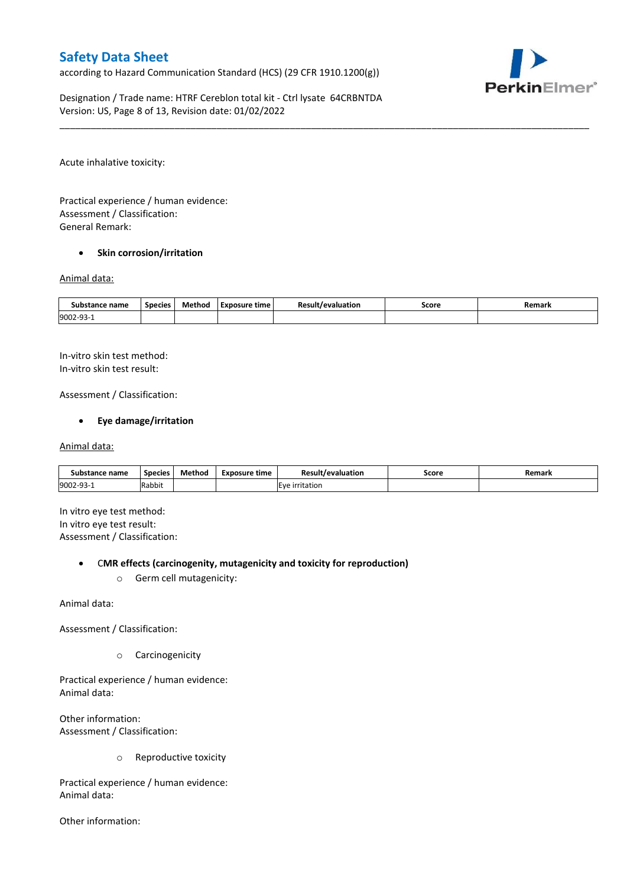Acute inhalative toxicity:

Practical experience / human evidence:
Assessment / Classification:
General Remark:

- **Skin corrosion/irritation**

Animal data:

| Substance name | Species | Method | Exposure time | Result/evaluation | Score | Remark |
|---|---|---|---|---|---|---|
| 9002-93-1 | | | | | | |

In-vitro skin test method:
In-vitro skin test result:

Assessment / Classification:

- **Eye damage/irritation**

Animal data:

| Substance name | Species | Method | Exposure time | Result/evaluation | Score | Remark |
|---|---|---|---|---|---|---|
| 9002-93-1 | Rabbit | | | Eye irritation | | |

In vitro eye test method:
In vitro eye test result:
Assessment / Classification:

- **CMR effects (carcinogenity, mutagenicity and toxicity for reproduction)**
  - Germ cell mutagenicity:

Animal data:

Assessment / Classification:

  - Carcinogenicity

Practical experience / human evidence:
Animal data:

Other information:
Assessment / Classification:

  - Reproductive toxicity

Practical experience / human evidence:
Animal data:

Other information: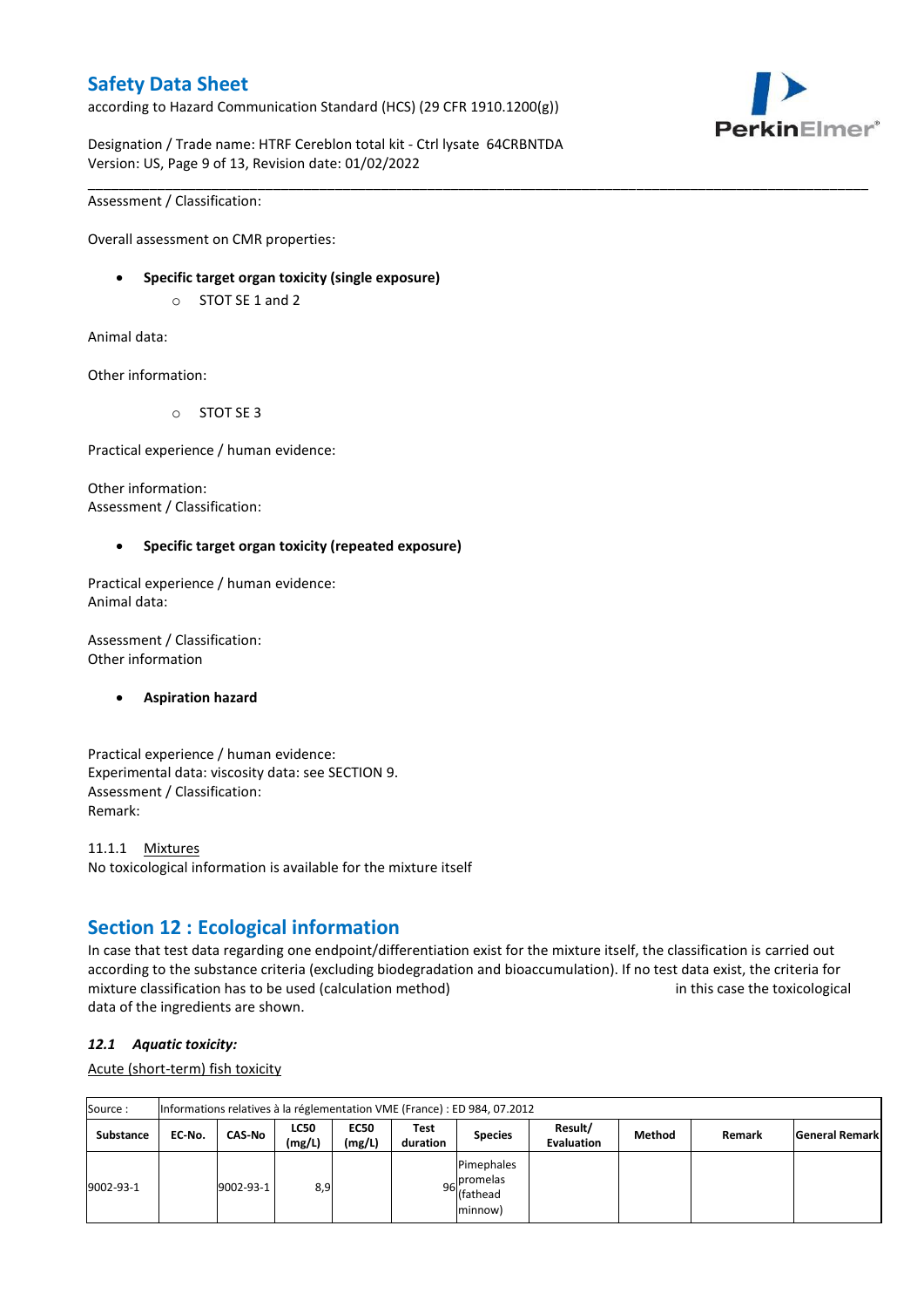Assessment / Classification:

Overall assessment on CMR properties:

- **Specific target organ toxicity (single exposure)**
  - STOT SE 1 and 2

Animal data:

Other information:

  - STOT SE 3

Practical experience / human evidence:

Other information:
Assessment / Classification:

- **Specific target organ toxicity (repeated exposure)**

Practical experience / human evidence:
Animal data:

Assessment / Classification:
Other information

- **Aspiration hazard**

Practical experience / human evidence:
Experimental data: viscosity data: see SECTION 9.
Assessment / Classification:
Remark:

11.1.1 Mixtures
No toxicological information is available for the mixture itself

## Section 12 : Ecological information

In case that test data regarding one endpoint/differentiation exist for the mixture itself, the classification is carried out according to the substance criteria (excluding biodegradation and bioaccumulation). If no test data exist, the criteria for mixture classification has to be used (calculation method) in this case the toxicological data of the ingredients are shown.

### *12.1 Aquatic toxicity:*

Acute (short-term) fish toxicity

| Source : | Informations relatives à la réglementation VME (France) : ED 984, 07.2012 | | | | | | | | | |
|---|---|---|---|---|---|---|---|---|---|---|
| **Substance** | **EC-No.** | **CAS-No** | **LC50 (mg/L)** | **EC50 (mg/L)** | **Test duration** | **Species** | **Result/ Evaluation** | **Method** | **Remark** | **General Remark** |
| 9002-93-1 | | 9002-93-1 | 8,9 | | 96 | Pimephales promelas (fathead minnow) | | | | |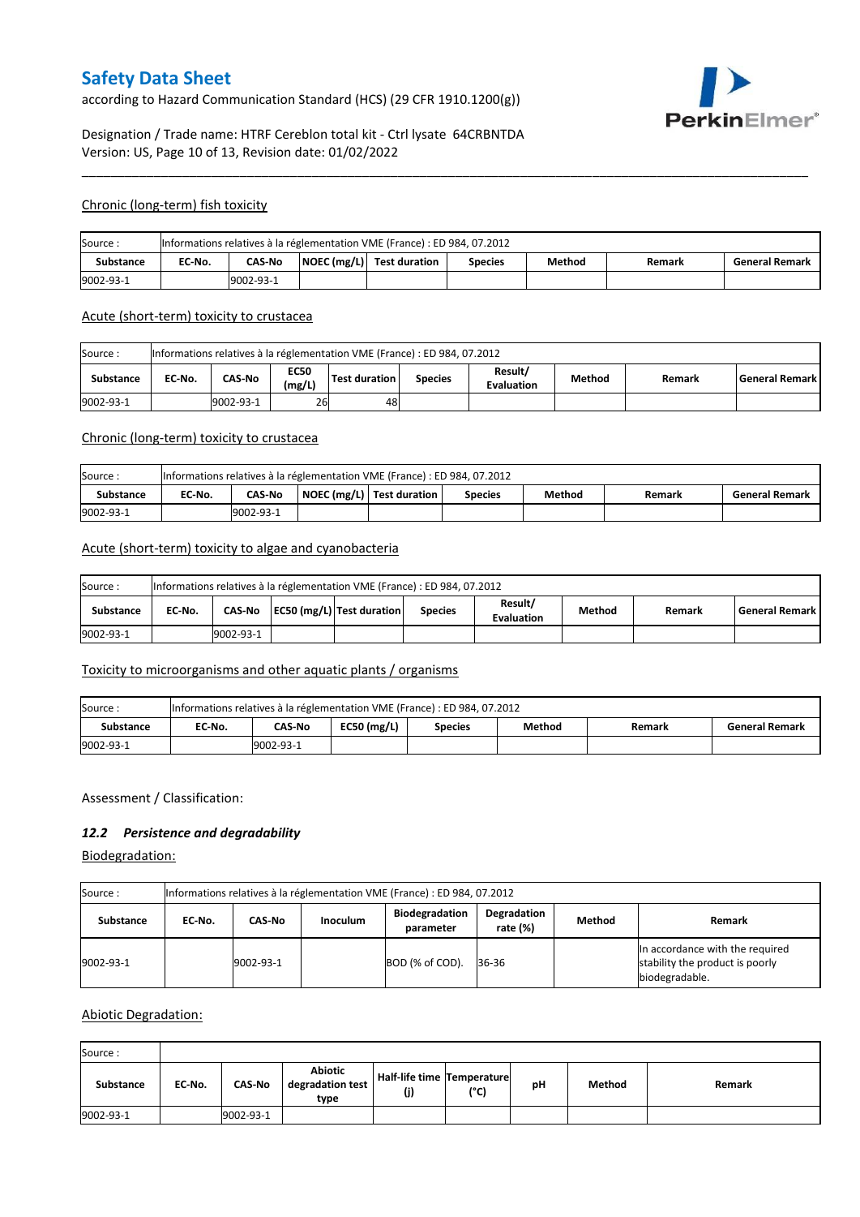### Chronic (long-term) fish toxicity

| Source : | Informations relatives à la réglementation VME (France) : ED 984, 07.2012 | | | | | | | |
|---|---|---|---|---|---|---|---|---|
| **Substance** | **EC-No.** | **CAS-No** | **NOEC (mg/L)** | **Test duration** | **Species** | **Method** | **Remark** | **General Remark** |
| 9002-93-1 | | 9002-93-1 | | | | | | |

### Acute (short-term) toxicity to crustacea

| Source : | Informations relatives à la réglementation VME (France) : ED 984, 07.2012 | | | | | | | | |
|---|---|---|---|---|---|---|---|---|---|
| **Substance** | **EC-No.** | **CAS-No** | **EC50 (mg/L)** | **Test duration** | **Species** | **Result/ Evaluation** | **Method** | **Remark** | **General Remark** |
| 9002-93-1 | | 9002-93-1 | 26 | 48 | | | | | |

### Chronic (long-term) toxicity to crustacea

| Source : | Informations relatives à la réglementation VME (France) : ED 984, 07.2012 | | | | | | | |
|---|---|---|---|---|---|---|---|---|
| **Substance** | **EC-No.** | **CAS-No** | **NOEC (mg/L)** | **Test duration** | **Species** | **Method** | **Remark** | **General Remark** |
| 9002-93-1 | | 9002-93-1 | | | | | | |

### Acute (short-term) toxicity to algae and cyanobacteria

| Source : | Informations relatives à la réglementation VME (France) : ED 984, 07.2012 | | | | | | | | |
|---|---|---|---|---|---|---|---|---|---|
| **Substance** | **EC-No.** | **CAS-No** | **EC50 (mg/L)** | **Test duration** | **Species** | **Result/ Evaluation** | **Method** | **Remark** | **General Remark** |
| 9002-93-1 | | 9002-93-1 | | | | | | | |

### Toxicity to microorganisms and other aquatic plants / organisms

| Source : | Informations relatives à la réglementation VME (France) : ED 984, 07.2012 | | | | | | |
|---|---|---|---|---|---|---|---|
| **Substance** | **EC-No.** | **CAS-No** | **EC50 (mg/L)** | **Species** | **Method** | **Remark** | **General Remark** |
| 9002-93-1 | | 9002-93-1 | | | | | |

Assessment / Classification:

### *12.2 Persistence and degradability*

Biodegradation:

| Source : | Informations relatives à la réglementation VME (France) : ED 984, 07.2012 | | | | | | |
|---|---|---|---|---|---|---|---|
| **Substance** | **EC-No.** | **CAS-No** | **Inoculum** | **Biodegradation parameter** | **Degradation rate (%)** | **Method** | **Remark** |
| 9002-93-1 | | 9002-93-1 | | BOD (% of COD). | 36-36 | | In accordance with the required stability the product is poorly biodegradable. |

Abiotic Degradation:

| Source : | | | | | | | | |
|---|---|---|---|---|---|---|---|---|
| **Substance** | **EC-No.** | **CAS-No** | **Abiotic degradation test type** | **Half-life time (j)** | **Temperature (°C)** | **pH** | **Method** | **Remark** |
| 9002-93-1 | | 9002-93-1 | | | | | | |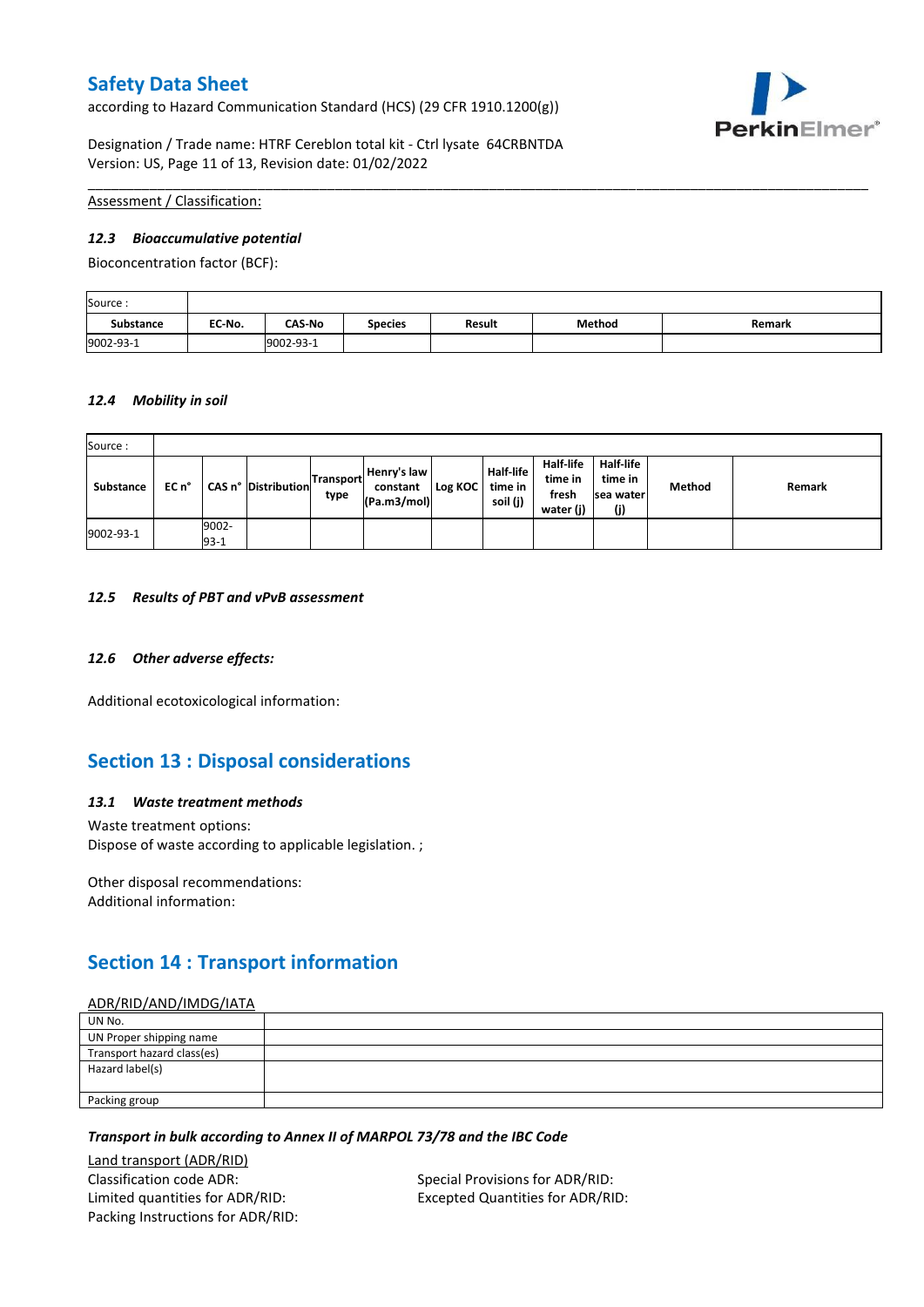Assessment / Classification:

### 12.3 Bioaccumulative potential

Bioconcentration factor (BCF):

| Source : | | | | | | |
|---|---|---|---|---|---|---|
| **Substance** | **EC-No.** | **CAS-No** | **Species** | **Result** | **Method** | **Remark** |
| 9002-93-1 | | 9002-93-1 | | | | |

### 12.4 Mobility in soil

| Source : | | | | | | | | | | | |
|---|---|---|---|---|---|---|---|---|---|---|---|
| **Substance** | **EC n°** | **CAS n°** | **Distribution** | **Transport type** | **Henry's law constant (Pa.m3/mol)** | **Log KOC** | **Half-life time in soil (j)** | **Half-life time in fresh water (j)** | **Half-life time in sea water (j)** | **Method** | **Remark** |
| 9002-93-1 | | 9002-93-1 | | | | | | | | | |

### 12.5 Results of PBT and vPvB assessment

### 12.6 Other adverse effects:

Additional ecotoxicological information:

## Section 13 : Disposal considerations

### 13.1 Waste treatment methods

Waste treatment options:
Dispose of waste according to applicable legislation. ;

Other disposal recommendations:
Additional information:

## Section 14 : Transport information

ADR/RID/AND/IMDG/IATA

| | |
|---|---|
| UN No. | |
| UN Proper shipping name | |
| Transport hazard class(es) | |
| Hazard label(s) | |
| Packing group | |

***Transport in bulk according to Annex II of MARPOL 73/78 and the IBC Code***

Land transport (ADR/RID)

Classification code ADR:
Limited quantities for ADR/RID:
Packing Instructions for ADR/RID:

Special Provisions for ADR/RID:
Excepted Quantities for ADR/RID: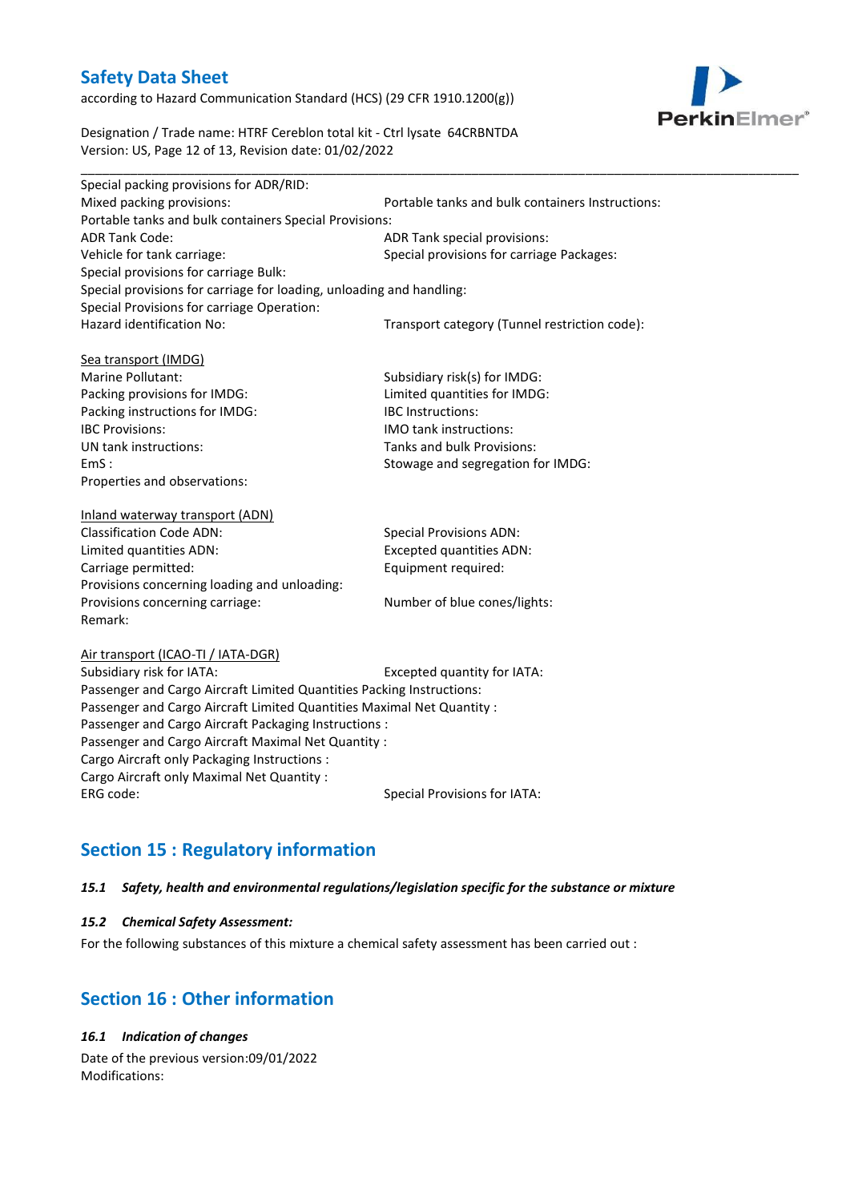Special packing provisions for ADR/RID:

Mixed packing provisions: Portable tanks and bulk containers Instructions:

Portable tanks and bulk containers Special Provisions:

ADR Tank Code: ADR Tank special provisions:

Vehicle for tank carriage: Special provisions for carriage Packages:

Special provisions for carriage Bulk:

Special provisions for carriage for loading, unloading and handling:

Special Provisions for carriage Operation:

Hazard identification No: Transport category (Tunnel restriction code):

Sea transport (IMDG)

Marine Pollutant: Subsidiary risk(s) for IMDG:

Packing provisions for IMDG: Limited quantities for IMDG:

Packing instructions for IMDG: IBC Instructions:

IBC Provisions: IMO tank instructions:

UN tank instructions: Tanks and bulk Provisions:

EmS : Stowage and segregation for IMDG:

Properties and observations:

Inland waterway transport (ADN)

Classification Code ADN: Special Provisions ADN:

Limited quantities ADN: Excepted quantities ADN:

Carriage permitted: Equipment required:

Provisions concerning loading and unloading:

Provisions concerning carriage: Number of blue cones/lights:

Remark:

Air transport (ICAO-TI / IATA-DGR)

Subsidiary risk for IATA: Excepted quantity for IATA:

Passenger and Cargo Aircraft Limited Quantities Packing Instructions:

Passenger and Cargo Aircraft Limited Quantities Maximal Net Quantity :

Passenger and Cargo Aircraft Packaging Instructions :

Passenger and Cargo Aircraft Maximal Net Quantity :

Cargo Aircraft only Packaging Instructions :

Cargo Aircraft only Maximal Net Quantity :

ERG code: Special Provisions for IATA:

## Section 15 : Regulatory information

### *15.1 Safety, health and environmental regulations/legislation specific for the substance or mixture*

### *15.2 Chemical Safety Assessment:*

For the following substances of this mixture a chemical safety assessment has been carried out :

## Section 16 : Other information

### *16.1 Indication of changes*

Date of the previous version:09/01/2022

Modifications: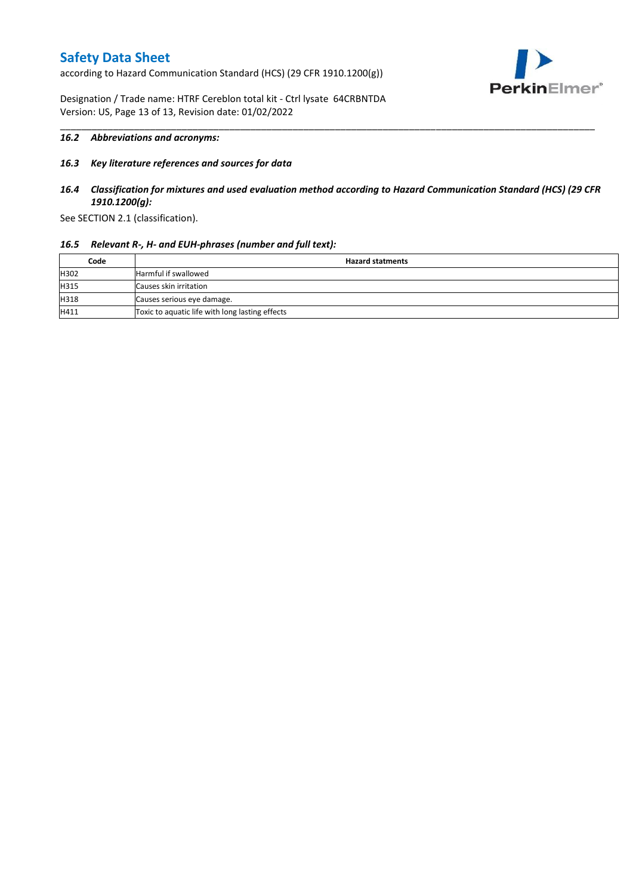### *16.2 Abbreviations and acronyms:*

### *16.3 Key literature references and sources for data*

### *16.4 Classification for mixtures and used evaluation method according to Hazard Communication Standard (HCS) (29 CFR 1910.1200(g):*

See SECTION 2.1 (classification).

### *16.5 Relevant R-, H- and EUH-phrases (number and full text):*

| Code | Hazard statments |
|---|---|
| H302 | Harmful if swallowed |
| H315 | Causes skin irritation |
| H318 | Causes serious eye damage. |
| H411 | Toxic to aquatic life with long lasting effects |